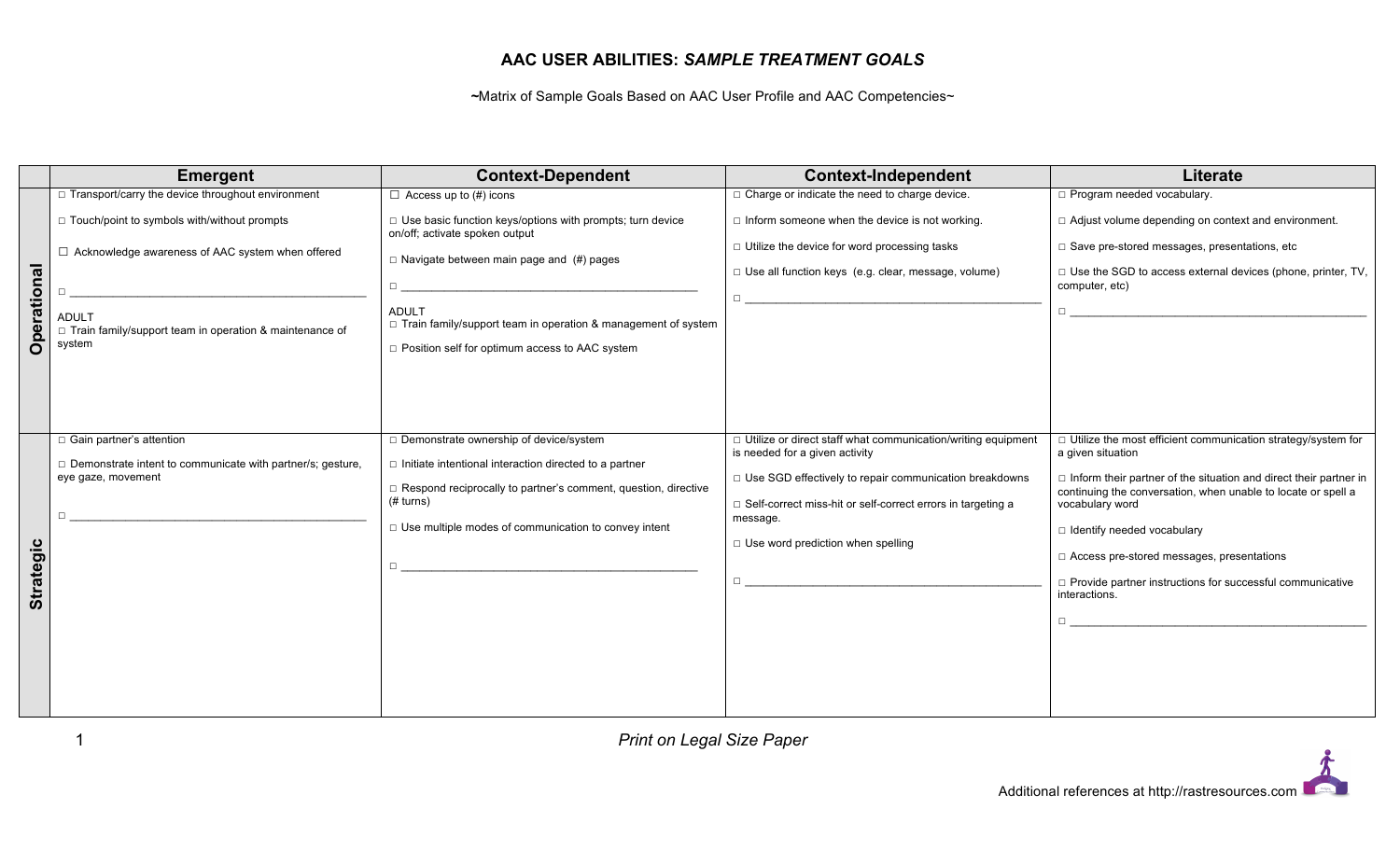# AAC USER ABILITIES: *SAMPLE TREATMENT GOALS*

~Matrix of Sample Goals Based on AAC User Profile and AAC Competencies~

| | Emergent | Context-Dependent | Context-Independent | Literate |
|---|---|---|---|---|
| **Operational** | □ Transport/carry the device throughout environment<br><br>□ Touch/point to symbols with/without prompts<br><br>☐ Acknowledge awareness of AAC system when offered<br><br>□ ____________________<br><br>ADULT<br>□ Train family/support team in operation & maintenance of system | ☐ Access up to (#) icons<br><br>□ Use basic function keys/options with prompts; turn device on/off; activate spoken output<br><br>□ Navigate between main page and (#) pages<br><br>□ ____________________<br><br>ADULT<br>□ Train family/support team in operation & management of system<br><br>□ Position self for optimum access to AAC system | □ Charge or indicate the need to charge device.<br><br>□ Inform someone when the device is not working.<br><br>□ Utilize the device for word processing tasks<br><br>□ Use all function keys (e.g. clear, message, volume)<br><br>□ ____________________ | □ Program needed vocabulary.<br><br>□ Adjust volume depending on context and environment.<br><br>□ Save pre-stored messages, presentations, etc<br><br>□ Use the SGD to access external devices (phone, printer, TV, computer, etc)<br><br>□ ____________________ |
| **Strategic** | □ Gain partner's attention<br><br>□ Demonstrate intent to communicate with partner/s; gesture, eye gaze, movement<br><br>□ ____________________ | □ Demonstrate ownership of device/system<br><br>□ Initiate intentional interaction directed to a partner<br><br>□ Respond reciprocally to partner's comment, question, directive (# turns)<br><br>□ Use multiple modes of communication to convey intent<br><br>□ ____________________ | □ Utilize or direct staff what communication/writing equipment is needed for a given activity<br><br>□ Use SGD effectively to repair communication breakdowns<br><br>□ Self-correct miss-hit or self-correct errors in targeting a message.<br><br>□ Use word prediction when spelling<br><br>□ ____________________ | □ Utilize the most efficient communication strategy/system for a given situation<br><br>□ Inform their partner of the situation and direct their partner in continuing the conversation, when unable to locate or spell a vocabulary word<br><br>□ Identify needed vocabulary<br><br>□ Access pre-stored messages, presentations<br><br>□ Provide partner instructions for successful communicative interactions.<br><br>□ ____________________ |

*Print on Legal Size Paper*

Additional references at http://rastresources.com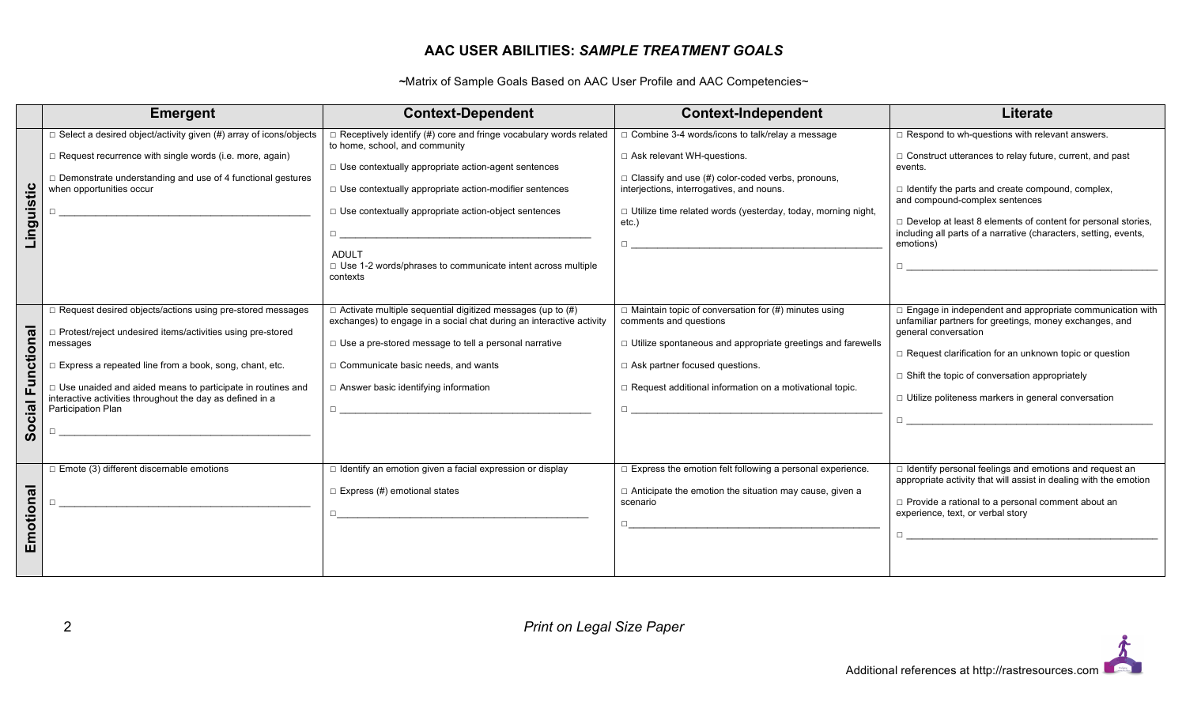# AAC USER ABILITIES: *SAMPLE TREATMENT GOALS*

~Matrix of Sample Goals Based on AAC User Profile and AAC Competencies~

| | Emergent | Context-Dependent | Context-Independent | Literate |
|---|---|---|---|---|
| **Linguistic** | □ Select a desired object/activity given (#) array of icons/objects<br><br>□ Request recurrence with single words (i.e. more, again)<br><br>□ Demonstrate understanding and use of 4 functional gestures when opportunities occur<br><br>□ ______________________________ | □ Receptively identify (#) core and fringe vocabulary words related to home, school, and community<br><br>□ Use contextually appropriate action-agent sentences<br><br>□ Use contextually appropriate action-modifier sentences<br><br>□ Use contextually appropriate action-object sentences<br><br>□ ______________________________<br><br>ADULT<br>□ Use 1-2 words/phrases to communicate intent across multiple contexts | □ Combine 3-4 words/icons to talk/relay a message<br><br>□ Ask relevant WH-questions.<br><br>□ Classify and use (#) color-coded verbs, pronouns, interjections, interrogatives, and nouns.<br><br>□ Utilize time related words (yesterday, today, morning night, etc.)<br><br>□ ______________________________ | □ Respond to wh-questions with relevant answers.<br><br>□ Construct utterances to relay future, current, and past events.<br><br>□ Identify the parts and create compound, complex, and compound-complex sentences<br><br>□ Develop at least 8 elements of content for personal stories, including all parts of a narrative (characters, setting, events, emotions)<br><br>□ ______________________________ |
| **Social Functional** | □ Request desired objects/actions using pre-stored messages<br><br>□ Protest/reject undesired items/activities using pre-stored messages<br><br>□ Express a repeated line from a book, song, chant, etc.<br><br>□ Use unaided and aided means to participate in routines and interactive activities throughout the day as defined in a Participation Plan<br><br>□ ______________________________ | □ Activate multiple sequential digitized messages (up to (#) exchanges) to engage in a social chat during an interactive activity<br><br>□ Use a pre-stored message to tell a personal narrative<br><br>□ Communicate basic needs, and wants<br><br>□ Answer basic identifying information<br><br>□ ______________________________ | □ Maintain topic of conversation for (#) minutes using comments and questions<br><br>□ Utilize spontaneous and appropriate greetings and farewells<br><br>□ Ask partner focused questions.<br><br>□ Request additional information on a motivational topic.<br><br>□ ______________________________ | □ Engage in independent and appropriate communication with unfamiliar partners for greetings, money exchanges, and general conversation<br><br>□ Request clarification for an unknown topic or question<br><br>□ Shift the topic of conversation appropriately<br><br>□ Utilize politeness markers in general conversation<br><br>□ ______________________________ |
| **Emotional** | □ Emote (3) different discernable emotions<br><br>□ ______________________________ | □ Identify an emotion given a facial expression or display<br><br>□ Express (#) emotional states<br><br>□______________________________ | □ Express the emotion felt following a personal experience.<br><br>□ Anticipate the emotion the situation may cause, given a scenario<br><br>□______________________________ | □ Identify personal feelings and emotions and request an appropriate activity that will assist in dealing with the emotion<br><br>□ Provide a rational to a personal comment about an experience, text, or verbal story<br><br>□ ______________________________ |

*Print on Legal Size Paper*

Additional references at http://rastresources.com